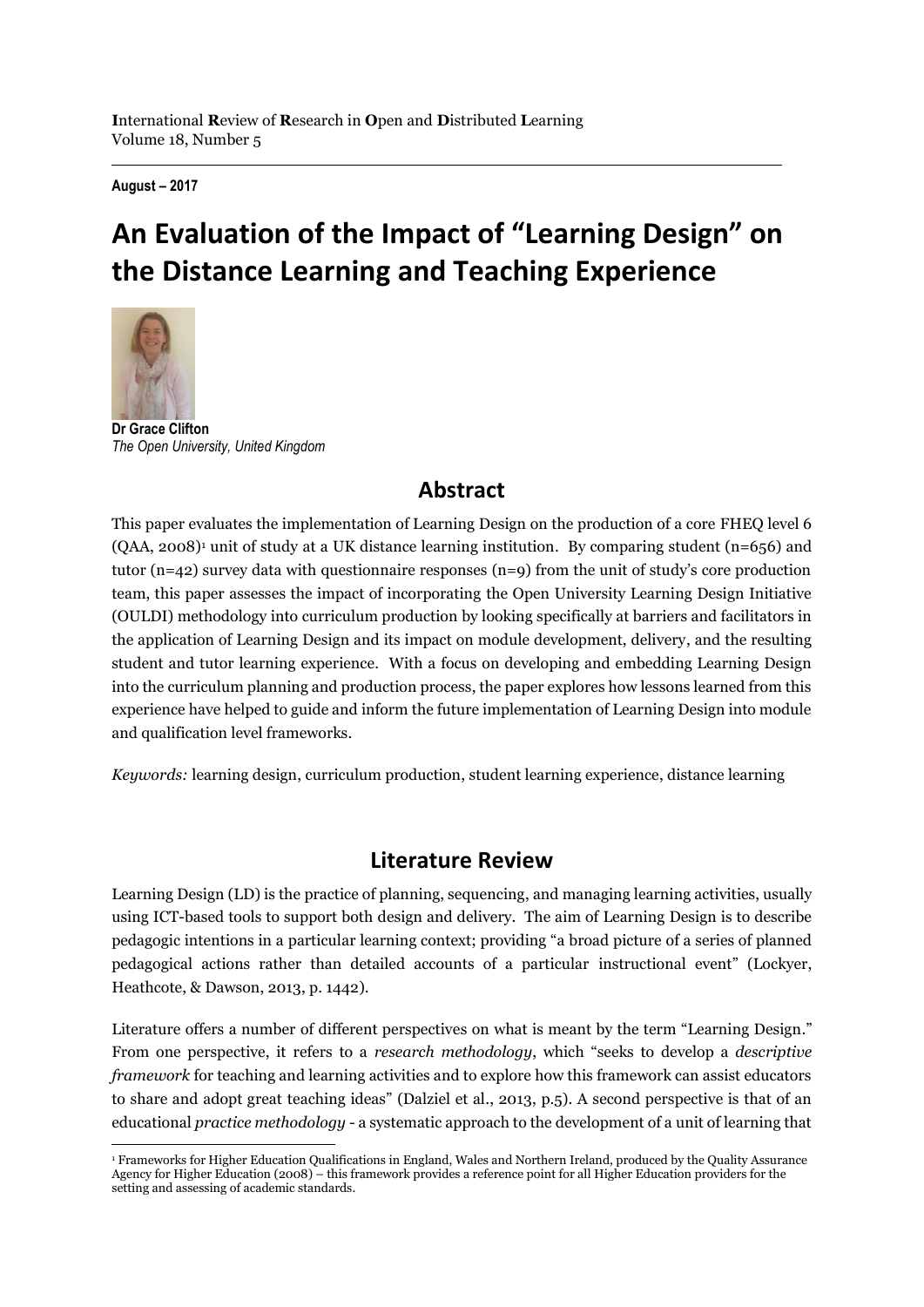**I**nternational **R**eview of **R**esearch in **O**pen and **D**istributed **L**earning
Volume 18, Number 5

**August – 2017**

# An Evaluation of the Impact of "Learning Design" on the Distance Learning and Teaching Experience

**Dr Grace Clifton**
*The Open University, United Kingdom*

## Abstract

This paper evaluates the implementation of Learning Design on the production of a core FHEQ level 6 (QAA, 2008)[1] unit of study at a UK distance learning institution. By comparing student (n=656) and tutor (n=42) survey data with questionnaire responses (n=9) from the unit of study's core production team, this paper assesses the impact of incorporating the Open University Learning Design Initiative (OULDI) methodology into curriculum production by looking specifically at barriers and facilitators in the application of Learning Design and its impact on module development, delivery, and the resulting student and tutor learning experience. With a focus on developing and embedding Learning Design into the curriculum planning and production process, the paper explores how lessons learned from this experience have helped to guide and inform the future implementation of Learning Design into module and qualification level frameworks.

*Keywords:* learning design, curriculum production, student learning experience, distance learning

## Literature Review

Learning Design (LD) is the practice of planning, sequencing, and managing learning activities, usually using ICT-based tools to support both design and delivery. The aim of Learning Design is to describe pedagogic intentions in a particular learning context; providing "a broad picture of a series of planned pedagogical actions rather than detailed accounts of a particular instructional event" (Lockyer, Heathcote, & Dawson, 2013, p. 1442).

Literature offers a number of different perspectives on what is meant by the term "Learning Design." From one perspective, it refers to a *research methodology*, which "seeks to develop a *descriptive framework* for teaching and learning activities and to explore how this framework can assist educators to share and adopt great teaching ideas" (Dalziel et al., 2013, p.5). A second perspective is that of an educational *practice methodology* - a systematic approach to the development of a unit of learning that

[1] Frameworks for Higher Education Qualifications in England, Wales and Northern Ireland, produced by the Quality Assurance Agency for Higher Education (2008) – this framework provides a reference point for all Higher Education providers for the setting and assessing of academic standards.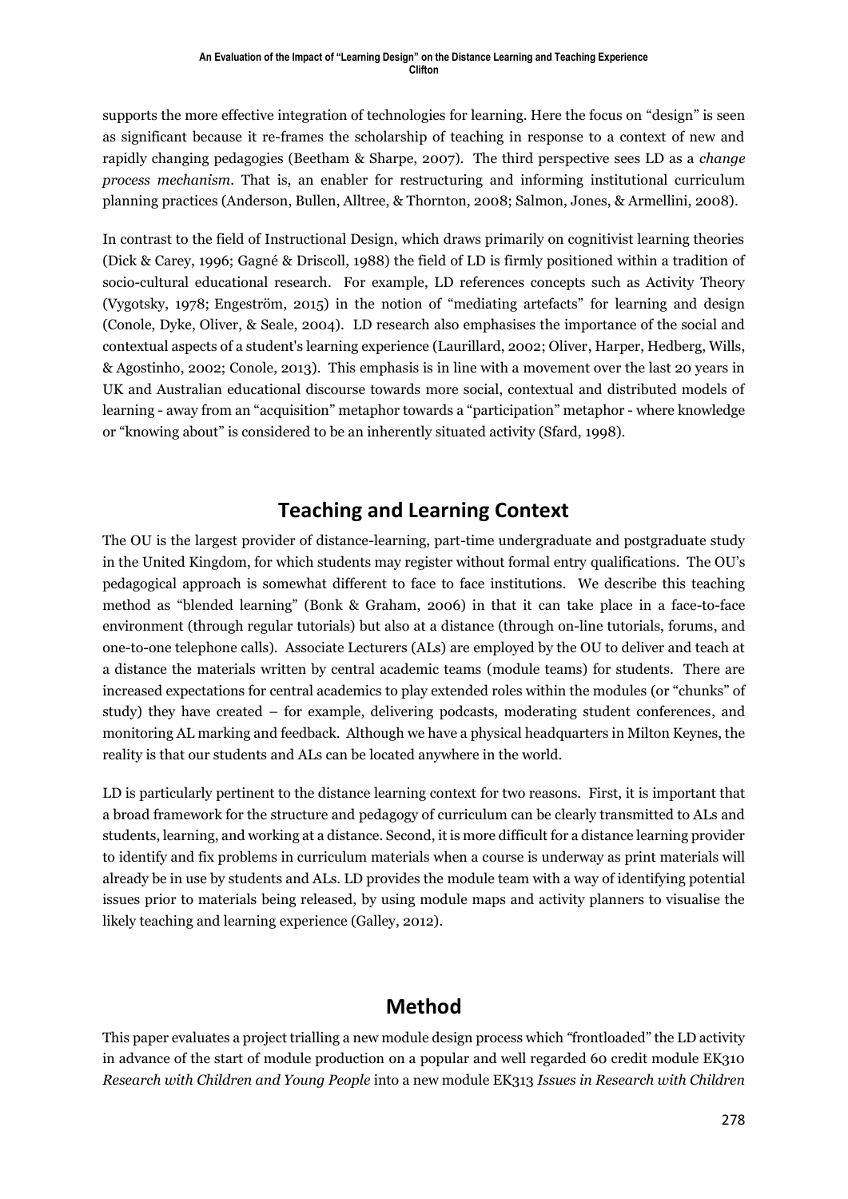supports the more effective integration of technologies for learning. Here the focus on "design" is seen as significant because it re-frames the scholarship of teaching in response to a context of new and rapidly changing pedagogies (Beetham & Sharpe, 2007). The third perspective sees LD as a *change process mechanism*. That is, an enabler for restructuring and informing institutional curriculum planning practices (Anderson, Bullen, Alltree, & Thornton, 2008; Salmon, Jones, & Armellini, 2008).

In contrast to the field of Instructional Design, which draws primarily on cognitivist learning theories (Dick & Carey, 1996; Gagné & Driscoll, 1988) the field of LD is firmly positioned within a tradition of socio-cultural educational research. For example, LD references concepts such as Activity Theory (Vygotsky, 1978; Engeström, 2015) in the notion of "mediating artefacts" for learning and design (Conole, Dyke, Oliver, & Seale, 2004). LD research also emphasises the importance of the social and contextual aspects of a student's learning experience (Laurillard, 2002; Oliver, Harper, Hedberg, Wills, & Agostinho, 2002; Conole, 2013). This emphasis is in line with a movement over the last 20 years in UK and Australian educational discourse towards more social, contextual and distributed models of learning - away from an "acquisition" metaphor towards a "participation" metaphor - where knowledge or "knowing about" is considered to be an inherently situated activity (Sfard, 1998).

## Teaching and Learning Context

The OU is the largest provider of distance-learning, part-time undergraduate and postgraduate study in the United Kingdom, for which students may register without formal entry qualifications. The OU's pedagogical approach is somewhat different to face to face institutions. We describe this teaching method as "blended learning" (Bonk & Graham, 2006) in that it can take place in a face-to-face environment (through regular tutorials) but also at a distance (through on-line tutorials, forums, and one-to-one telephone calls). Associate Lecturers (ALs) are employed by the OU to deliver and teach at a distance the materials written by central academic teams (module teams) for students. There are increased expectations for central academics to play extended roles within the modules (or "chunks" of study) they have created – for example, delivering podcasts, moderating student conferences, and monitoring AL marking and feedback. Although we have a physical headquarters in Milton Keynes, the reality is that our students and ALs can be located anywhere in the world.

LD is particularly pertinent to the distance learning context for two reasons. First, it is important that a broad framework for the structure and pedagogy of curriculum can be clearly transmitted to ALs and students, learning, and working at a distance. Second, it is more difficult for a distance learning provider to identify and fix problems in curriculum materials when a course is underway as print materials will already be in use by students and ALs. LD provides the module team with a way of identifying potential issues prior to materials being released, by using module maps and activity planners to visualise the likely teaching and learning experience (Galley, 2012).

## Method

This paper evaluates a project trialling a new module design process which "frontloaded" the LD activity in advance of the start of module production on a popular and well regarded 60 credit module EK310 *Research with Children and Young People* into a new module EK313 *Issues in Research with Children*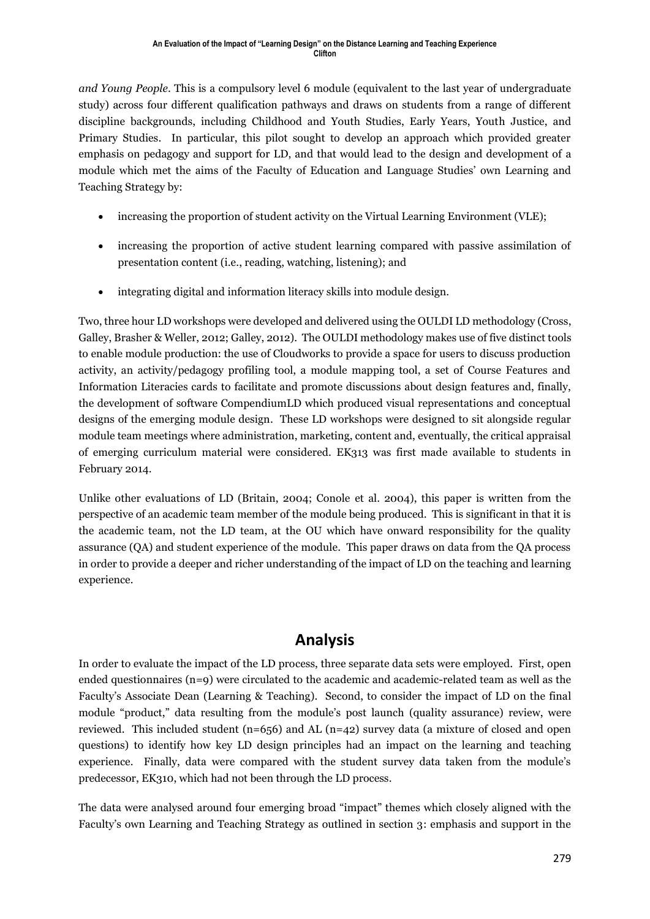*and Young People*. This is a compulsory level 6 module (equivalent to the last year of undergraduate study) across four different qualification pathways and draws on students from a range of different discipline backgrounds, including Childhood and Youth Studies, Early Years, Youth Justice, and Primary Studies. In particular, this pilot sought to develop an approach which provided greater emphasis on pedagogy and support for LD, and that would lead to the design and development of a module which met the aims of the Faculty of Education and Language Studies' own Learning and Teaching Strategy by:

- increasing the proportion of student activity on the Virtual Learning Environment (VLE);
- increasing the proportion of active student learning compared with passive assimilation of presentation content (i.e., reading, watching, listening); and
- integrating digital and information literacy skills into module design.

Two, three hour LD workshops were developed and delivered using the OULDI LD methodology (Cross, Galley, Brasher & Weller, 2012; Galley, 2012). The OULDI methodology makes use of five distinct tools to enable module production: the use of Cloudworks to provide a space for users to discuss production activity, an activity/pedagogy profiling tool, a module mapping tool, a set of Course Features and Information Literacies cards to facilitate and promote discussions about design features and, finally, the development of software CompendiumLD which produced visual representations and conceptual designs of the emerging module design. These LD workshops were designed to sit alongside regular module team meetings where administration, marketing, content and, eventually, the critical appraisal of emerging curriculum material were considered. EK313 was first made available to students in February 2014.

Unlike other evaluations of LD (Britain, 2004; Conole et al. 2004), this paper is written from the perspective of an academic team member of the module being produced. This is significant in that it is the academic team, not the LD team, at the OU which have onward responsibility for the quality assurance (QA) and student experience of the module. This paper draws on data from the QA process in order to provide a deeper and richer understanding of the impact of LD on the teaching and learning experience.

## Analysis

In order to evaluate the impact of the LD process, three separate data sets were employed. First, open ended questionnaires (n=9) were circulated to the academic and academic-related team as well as the Faculty's Associate Dean (Learning & Teaching). Second, to consider the impact of LD on the final module "product," data resulting from the module's post launch (quality assurance) review, were reviewed. This included student (n=656) and AL (n=42) survey data (a mixture of closed and open questions) to identify how key LD design principles had an impact on the learning and teaching experience. Finally, data were compared with the student survey data taken from the module's predecessor, EK310, which had not been through the LD process.

The data were analysed around four emerging broad "impact" themes which closely aligned with the Faculty's own Learning and Teaching Strategy as outlined in section 3: emphasis and support in the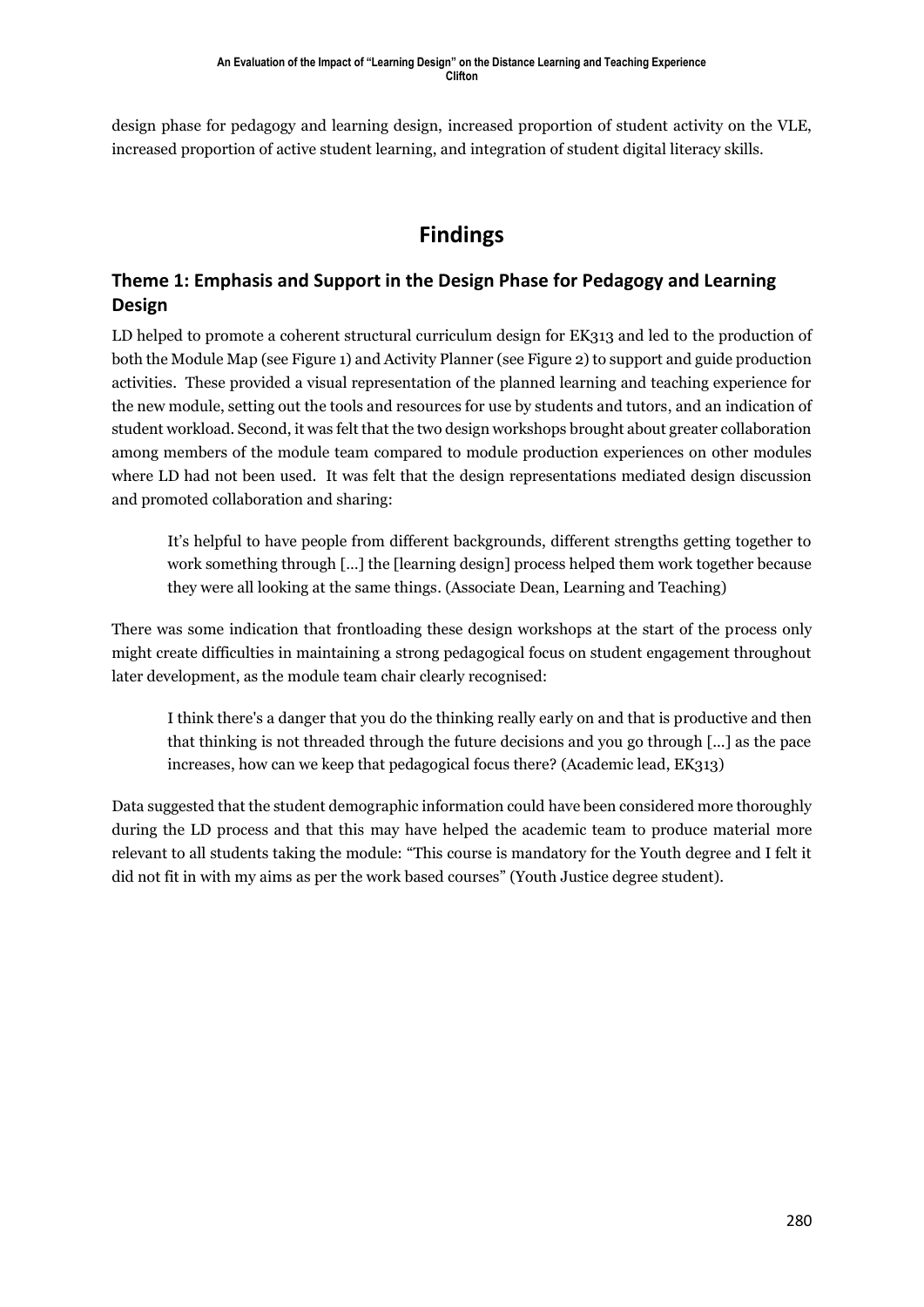design phase for pedagogy and learning design, increased proportion of student activity on the VLE, increased proportion of active student learning, and integration of student digital literacy skills.

# Findings

## Theme 1: Emphasis and Support in the Design Phase for Pedagogy and Learning Design

LD helped to promote a coherent structural curriculum design for EK313 and led to the production of both the Module Map (see Figure 1) and Activity Planner (see Figure 2) to support and guide production activities. These provided a visual representation of the planned learning and teaching experience for the new module, setting out the tools and resources for use by students and tutors, and an indication of student workload. Second, it was felt that the two design workshops brought about greater collaboration among members of the module team compared to module production experiences on other modules where LD had not been used. It was felt that the design representations mediated design discussion and promoted collaboration and sharing:

> It's helpful to have people from different backgrounds, different strengths getting together to work something through [...] the [learning design] process helped them work together because they were all looking at the same things. (Associate Dean, Learning and Teaching)

There was some indication that frontloading these design workshops at the start of the process only might create difficulties in maintaining a strong pedagogical focus on student engagement throughout later development, as the module team chair clearly recognised:

> I think there's a danger that you do the thinking really early on and that is productive and then that thinking is not threaded through the future decisions and you go through [...] as the pace increases, how can we keep that pedagogical focus there? (Academic lead, EK313)

Data suggested that the student demographic information could have been considered more thoroughly during the LD process and that this may have helped the academic team to produce material more relevant to all students taking the module: "This course is mandatory for the Youth degree and I felt it did not fit in with my aims as per the work based courses" (Youth Justice degree student).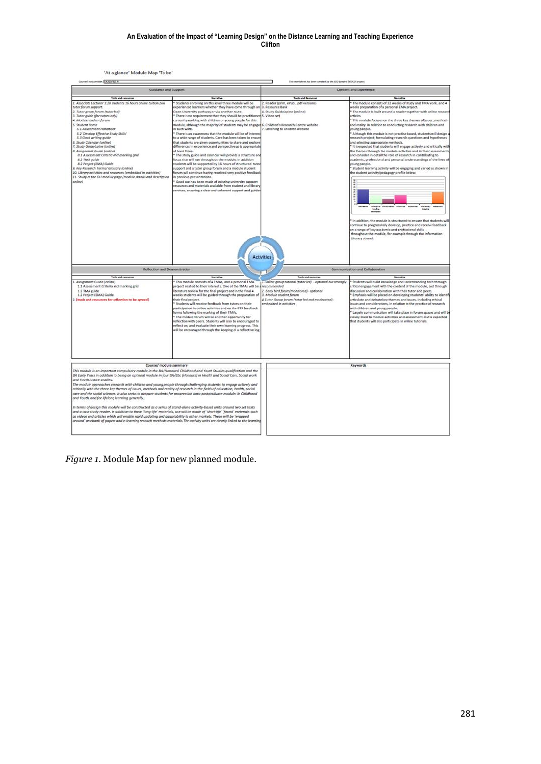'At a glance' Module Map 'To be'

Course/ module title: EK330/311 R

This worksheet has been created by the ESC-funded BOULD project.

| Guidance and Support | | Content and Experience | |
|---|---|---|---|
| **Tools and resources** | **Narrative** | **Tools and Resources** | **Narrative** |
| 1. Associate Lecturer 1:20 students 16 hours online tuition plus tutor forum support. 2. Tutor group forum (tutor led) 3. Tutor guide (for tutors only) 4. Module student forum 5. Student Home 5.1 Assessment Handbook 5.2 'Develop Effective Study Skills' 5.3 Good writing guide 6. Study Calendar (online) 7. Study Guide/spine (online) 8. Assignment Guide (online) 8.1 Assessment Criteria and marking grid 8.2 TMA guide 8.2 Project (EMA) Guide 9. Key Research Terms/ Glossary (online) 10. Library activities and resources (embedded in activities) 11. Study at the OU module page (module details and description online) | * Students enrolling on this level three module will be experienced learners whether they have come through an Open University pathway or via another route. * There is no requirement that they should be practitioners currently working with children or young people for this module, although the majority of students may be engaged in such work. * There is an awareness that the module will be of interest to a wide range of students. Care has been taken to ensure that students are given opportunities to share and explore differences in experience and perspective as is appropriate at level three. * The study guide and calendar will provide a structure and focus that will run throughout the module; in addition students will be supported by 16 hours of structured tutor support and a tutor group forum and a module student forum will continue having received very positive feedback in previous presentations. * Good use has been made of existing university support resources and materials available from student and library services, ensuring a clear and coherent support and guidance | 2. Reader (print, ePub, .pdf versions) 3. Resource Bank 4. Study Guide/spine (online) 5. Video set 6. Children's Research Centre website 7. Listening to Children website | * The module consists of 32 weeks of study and TMA work, and 4 weeks preparation of a personal EMA project. * The module is built around a reader together with online research articles. * This module focuses on the three key themes of issues, methods and reality in relation to conducting research with children and young people. * Although this module is not practise based, students will design a research project; formulating research questions and hypotheses and selecting appropriate methods. * It is expected that students will engage actively and critically with the themes through the module activities and in their assessments and consider in detail the role of research in contributing to academic, professional and personal understandings of the lives of young people. * Student learning activity will be engaging and varied as shown in the student activity/pedagogy profile below: * In addition, the module is structured to ensure that students will continue to progressively develop, practice and receive feedback on a range of key academic and professional skills throughout the module, for example through the Information Literacy strand. |

Activities

| Reflection and Demonstration | | Communication and Collaboration | |
|---|---|---|---|
| **Tools and resources** | **Narrative** | **Tools and resources** | **Narrative** |
| 1. Assignment Guide (online) 1.1 Assessment Criteria and marking grid 1.2 TMA guide 1.2 Project (EMA) Guide 2. [tools and resources for reflection to be agreed] | * This module consists of 4 TMAs, and a personal EMA project related to their interests. One of the TMAs will be a literature review for the final project and in the final 4 weeks students will be guided through the preparation of their final project. * Students will receive feedback from tutors on their participation in online activities and on the PT3 feedback forms following the marking of their TMAs. * The module forum will be another opportunity for reflection with peers. Students will also be encouraged to reflect on, and evaluate their own learning progress. This will be encouraged through the keeping of a reflective log. | 1. Online group tutorial (tutor led) - optional but strongly recommended 2. Early bird forum(monitored) - optional 3. Module student forum 4. Tutor Group forum (tutor led and moderated) - embedded in activities | * Students will build knowledge and understanding both through critical engagement with the content of the module, and through discussion and collaboration with their tutor and peers. * Emphasis will be placed on developing students' ability to identify, articulate and debate key themes and issues, including ethical issues and considerations, in relation to the practice of research with children and young people. * Largely communication will take place in forum spaces and will be closely liked to module activities and assessment, but is expected that students will also participate in online tutorials. |

| Course/ module summary | Keywords |
|---|---|
| This module is an important compulsory module in the BA (Honours) Childhood and Youth Studies qualification and the BA Early Years in addition to being an optional module in four BA/BSc (Honours) in Health and Social Care, Social work and Youth Justice studies. The module approaches research with children and young people through challenging students to engage actively and critically with the three key themes of issues, methods and reality of research in the fields of education, health, social care and the social sciences. It also seeks to prepare students for progression onto postgraduate modules in Childhood and Youth, and for lifelong learning generally. In terms of design this module will be constructed as a series of stand-alone activity-based units around two set texts and a case study reader. In addition to these 'long-life' materials, use will be made of 'short-life' 'found' materials such as videos and articles which will enable rapid updating and adaptability to other markets. These will be 'wrapped around' an ebank of papers and e-learning reseach methods materials. The activity units are clearly linked to the learning | |

*Figure 1*. Module Map for new planned module.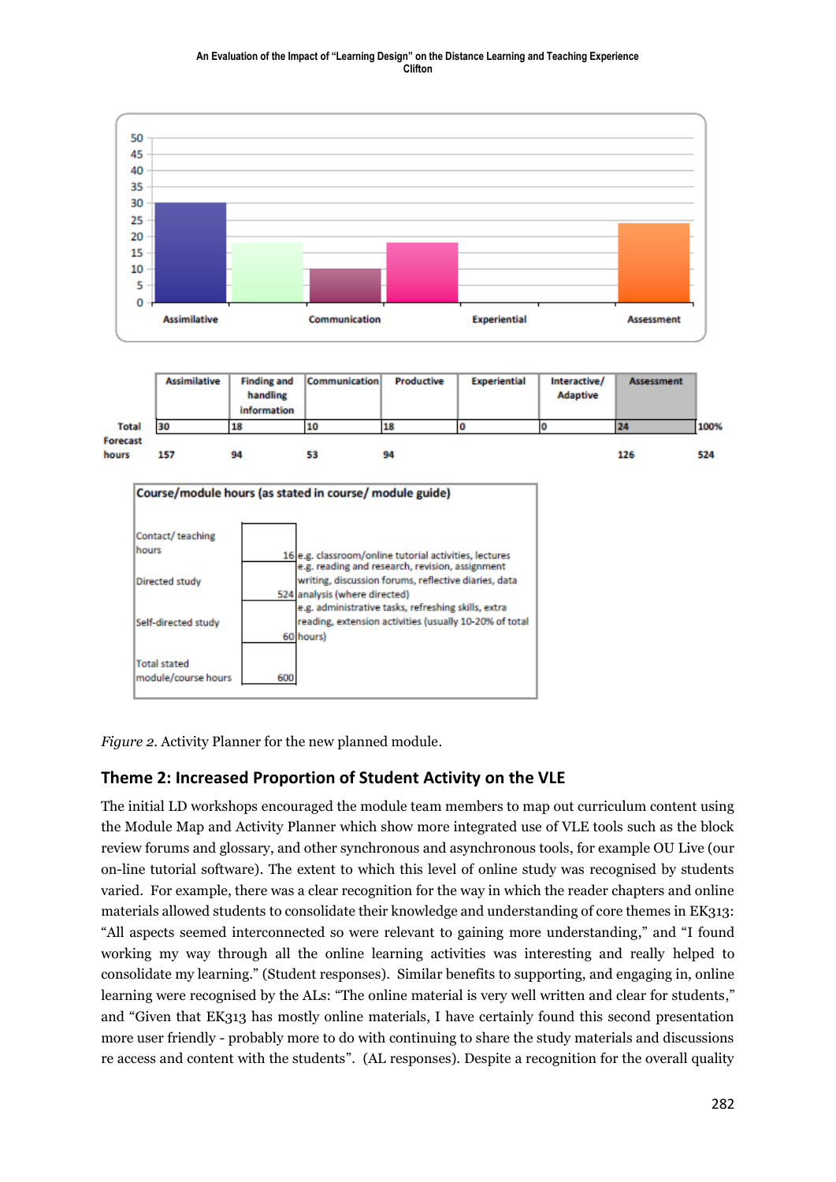| | Assimilative | Finding and handling information | Communication | Productive | Experiential | Interactive/ Adaptive | Assessment | |
|---|---|---|---|---|---|---|---|---|
| Total | 30 | 18 | 10 | 18 | 0 | 0 | 24 | 100% |
| Forecast hours | 157 | 94 | 53 | 94 | | | 126 | 524 |

**Course/module hours (as stated in course/ module guide)**

| | | |
|---|---|---|
| Contact/ teaching hours | 16 | e.g. classroom/online tutorial activities, lectures |
| Directed study | 524 | e.g. reading and research, revision, assignment writing, discussion forums, reflective diaries, data analysis (where directed) |
| Self-directed study | 60 | e.g. administrative tasks, refreshing skills, extra reading, extension activities (usually 10-20% of total hours) |
| Total stated module/course hours | 600 | |

*Figure 2.* Activity Planner for the new planned module.

## Theme 2: Increased Proportion of Student Activity on the VLE

The initial LD workshops encouraged the module team members to map out curriculum content using the Module Map and Activity Planner which show more integrated use of VLE tools such as the block review forums and glossary, and other synchronous and asynchronous tools, for example OU Live (our on-line tutorial software). The extent to which this level of online study was recognised by students varied. For example, there was a clear recognition for the way in which the reader chapters and online materials allowed students to consolidate their knowledge and understanding of core themes in EK313: "All aspects seemed interconnected so were relevant to gaining more understanding," and "I found working my way through all the online learning activities was interesting and really helped to consolidate my learning." (Student responses). Similar benefits to supporting, and engaging in, online learning were recognised by the ALs: "The online material is very well written and clear for students," and "Given that EK313 has mostly online materials, I have certainly found this second presentation more user friendly - probably more to do with continuing to share the study materials and discussions re access and content with the students". (AL responses). Despite a recognition for the overall quality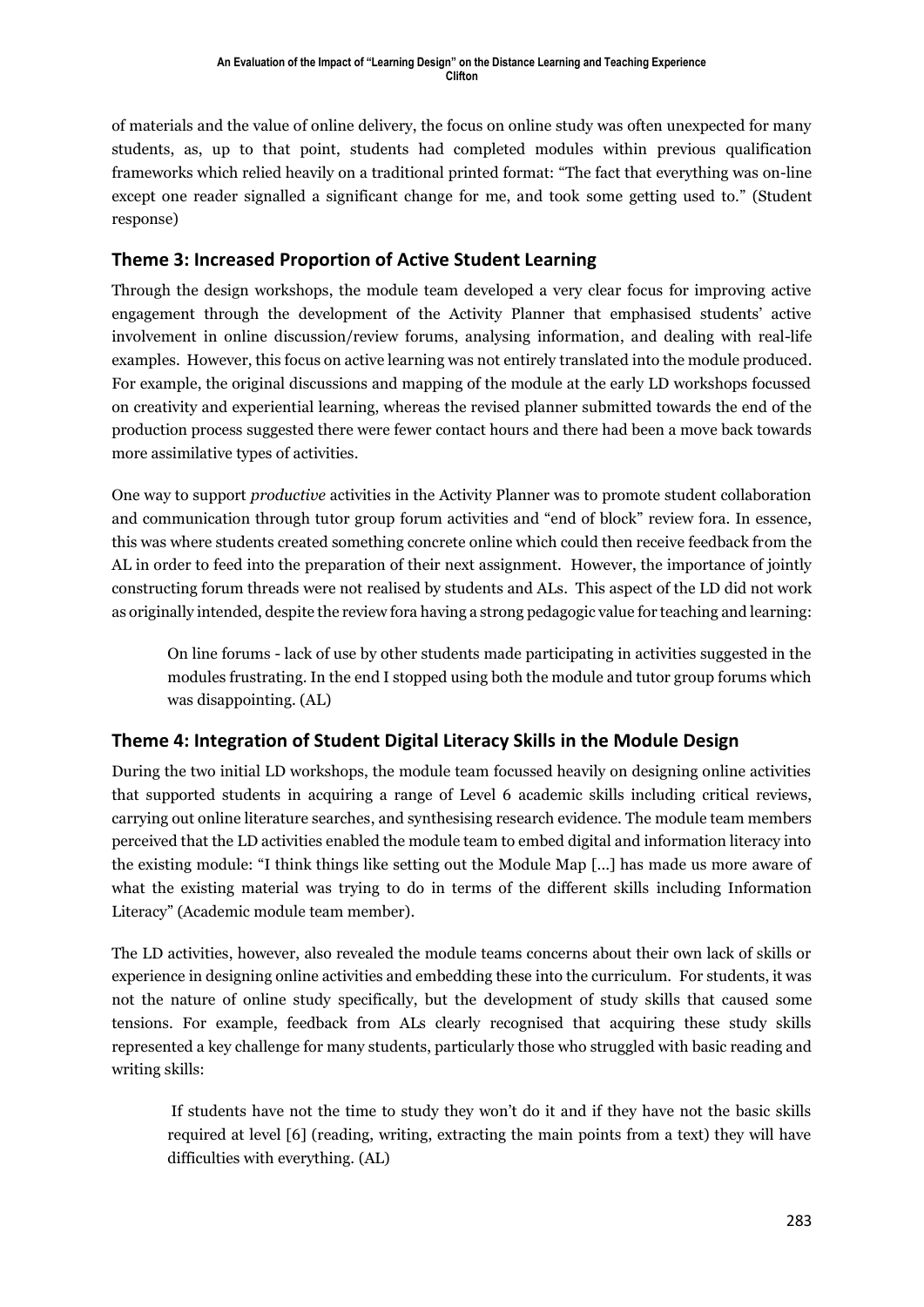of materials and the value of online delivery, the focus on online study was often unexpected for many students, as, up to that point, students had completed modules within previous qualification frameworks which relied heavily on a traditional printed format: "The fact that everything was on-line except one reader signalled a significant change for me, and took some getting used to." (Student response)

## Theme 3: Increased Proportion of Active Student Learning

Through the design workshops, the module team developed a very clear focus for improving active engagement through the development of the Activity Planner that emphasised students' active involvement in online discussion/review forums, analysing information, and dealing with real-life examples. However, this focus on active learning was not entirely translated into the module produced. For example, the original discussions and mapping of the module at the early LD workshops focussed on creativity and experiential learning, whereas the revised planner submitted towards the end of the production process suggested there were fewer contact hours and there had been a move back towards more assimilative types of activities.

One way to support *productive* activities in the Activity Planner was to promote student collaboration and communication through tutor group forum activities and "end of block" review fora. In essence, this was where students created something concrete online which could then receive feedback from the AL in order to feed into the preparation of their next assignment. However, the importance of jointly constructing forum threads were not realised by students and ALs. This aspect of the LD did not work as originally intended, despite the review fora having a strong pedagogic value for teaching and learning:

> On line forums - lack of use by other students made participating in activities suggested in the modules frustrating. In the end I stopped using both the module and tutor group forums which was disappointing. (AL)

## Theme 4: Integration of Student Digital Literacy Skills in the Module Design

During the two initial LD workshops, the module team focussed heavily on designing online activities that supported students in acquiring a range of Level 6 academic skills including critical reviews, carrying out online literature searches, and synthesising research evidence. The module team members perceived that the LD activities enabled the module team to embed digital and information literacy into the existing module: "I think things like setting out the Module Map [...] has made us more aware of what the existing material was trying to do in terms of the different skills including Information Literacy" (Academic module team member).

The LD activities, however, also revealed the module teams concerns about their own lack of skills or experience in designing online activities and embedding these into the curriculum. For students, it was not the nature of online study specifically, but the development of study skills that caused some tensions. For example, feedback from ALs clearly recognised that acquiring these study skills represented a key challenge for many students, particularly those who struggled with basic reading and writing skills:

> If students have not the time to study they won't do it and if they have not the basic skills required at level [6] (reading, writing, extracting the main points from a text) they will have difficulties with everything. (AL)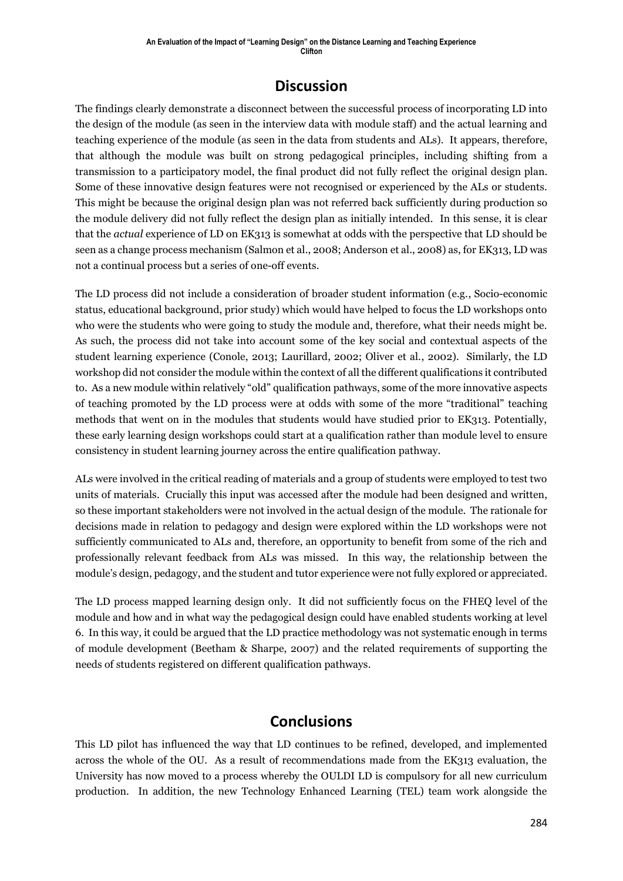## Discussion

The findings clearly demonstrate a disconnect between the successful process of incorporating LD into the design of the module (as seen in the interview data with module staff) and the actual learning and teaching experience of the module (as seen in the data from students and ALs). It appears, therefore, that although the module was built on strong pedagogical principles, including shifting from a transmission to a participatory model, the final product did not fully reflect the original design plan. Some of these innovative design features were not recognised or experienced by the ALs or students. This might be because the original design plan was not referred back sufficiently during production so the module delivery did not fully reflect the design plan as initially intended. In this sense, it is clear that the *actual* experience of LD on EK313 is somewhat at odds with the perspective that LD should be seen as a change process mechanism (Salmon et al., 2008; Anderson et al., 2008) as, for EK313, LD was not a continual process but a series of one-off events.

The LD process did not include a consideration of broader student information (e.g., Socio-economic status, educational background, prior study) which would have helped to focus the LD workshops onto who were the students who were going to study the module and, therefore, what their needs might be. As such, the process did not take into account some of the key social and contextual aspects of the student learning experience (Conole, 2013; Laurillard, 2002; Oliver et al., 2002). Similarly, the LD workshop did not consider the module within the context of all the different qualifications it contributed to. As a new module within relatively "old" qualification pathways, some of the more innovative aspects of teaching promoted by the LD process were at odds with some of the more "traditional" teaching methods that went on in the modules that students would have studied prior to EK313. Potentially, these early learning design workshops could start at a qualification rather than module level to ensure consistency in student learning journey across the entire qualification pathway.

ALs were involved in the critical reading of materials and a group of students were employed to test two units of materials. Crucially this input was accessed after the module had been designed and written, so these important stakeholders were not involved in the actual design of the module. The rationale for decisions made in relation to pedagogy and design were explored within the LD workshops were not sufficiently communicated to ALs and, therefore, an opportunity to benefit from some of the rich and professionally relevant feedback from ALs was missed. In this way, the relationship between the module's design, pedagogy, and the student and tutor experience were not fully explored or appreciated.

The LD process mapped learning design only. It did not sufficiently focus on the FHEQ level of the module and how and in what way the pedagogical design could have enabled students working at level 6. In this way, it could be argued that the LD practice methodology was not systematic enough in terms of module development (Beetham & Sharpe, 2007) and the related requirements of supporting the needs of students registered on different qualification pathways.

## Conclusions

This LD pilot has influenced the way that LD continues to be refined, developed, and implemented across the whole of the OU. As a result of recommendations made from the EK313 evaluation, the University has now moved to a process whereby the OULDI LD is compulsory for all new curriculum production. In addition, the new Technology Enhanced Learning (TEL) team work alongside the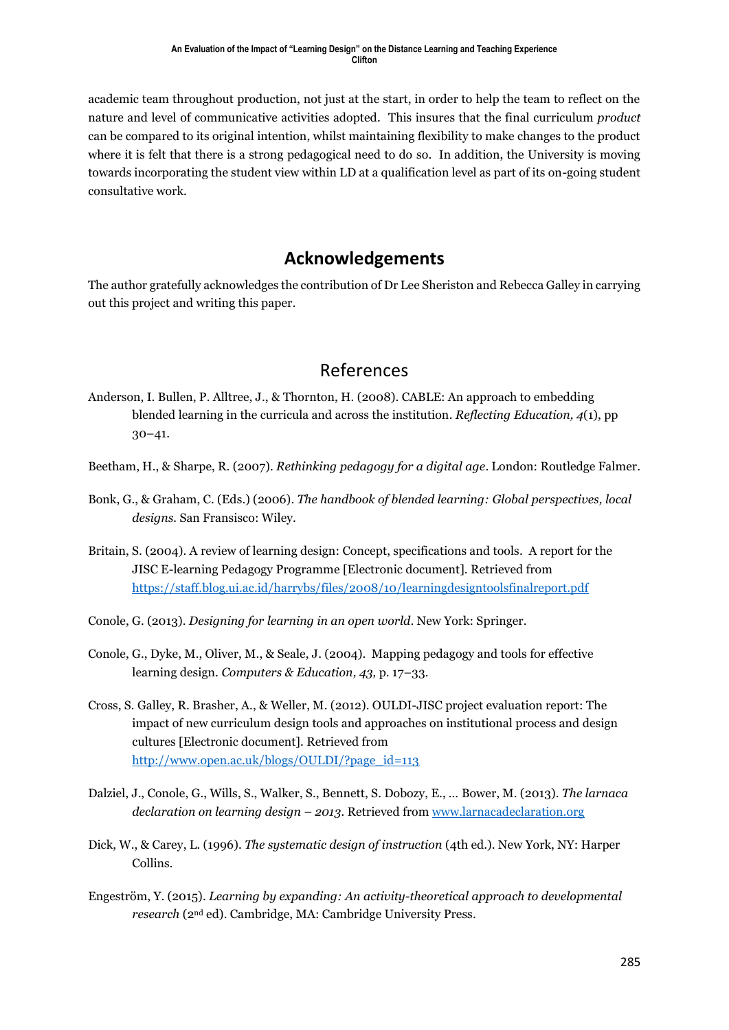academic team throughout production, not just at the start, in order to help the team to reflect on the nature and level of communicative activities adopted. This insures that the final curriculum *product* can be compared to its original intention, whilst maintaining flexibility to make changes to the product where it is felt that there is a strong pedagogical need to do so. In addition, the University is moving towards incorporating the student view within LD at a qualification level as part of its on-going student consultative work.

## Acknowledgements

The author gratefully acknowledges the contribution of Dr Lee Sheriston and Rebecca Galley in carrying out this project and writing this paper.

## References

Anderson, I. Bullen, P. Alltree, J., & Thornton, H. (2008). CABLE: An approach to embedding blended learning in the curricula and across the institution. *Reflecting Education, 4*(1), pp 30–41.

Beetham, H., & Sharpe, R. (2007). *Rethinking pedagogy for a digital age*. London: Routledge Falmer.

Bonk, G., & Graham, C. (Eds.) (2006). *The handbook of blended learning: Global perspectives, local designs.* San Fransisco: Wiley.

Britain, S. (2004). A review of learning design: Concept, specifications and tools. A report for the JISC E-learning Pedagogy Programme [Electronic document]. Retrieved from https://staff.blog.ui.ac.id/harrybs/files/2008/10/learningdesigntoolsfinalreport.pdf

Conole, G. (2013). *Designing for learning in an open world*. New York: Springer.

Conole, G., Dyke, M., Oliver, M., & Seale, J. (2004). Mapping pedagogy and tools for effective learning design. *Computers & Education, 43,* p. 17–33.

Cross, S. Galley, R. Brasher, A., & Weller, M. (2012). OULDI-JISC project evaluation report: The impact of new curriculum design tools and approaches on institutional process and design cultures [Electronic document]. Retrieved from http://www.open.ac.uk/blogs/OULDI/?page_id=113

Dalziel, J., Conole, G., Wills, S., Walker, S., Bennett, S. Dobozy, E., … Bower, M. (2013). *The larnaca declaration on learning design – 2013*. Retrieved from www.larnacadeclaration.org

Dick, W., & Carey, L. (1996). *The systematic design of instruction* (4th ed.). New York, NY: Harper Collins.

Engeström, Y. (2015). *Learning by expanding: An activity-theoretical approach to developmental research* (2nd ed). Cambridge, MA: Cambridge University Press.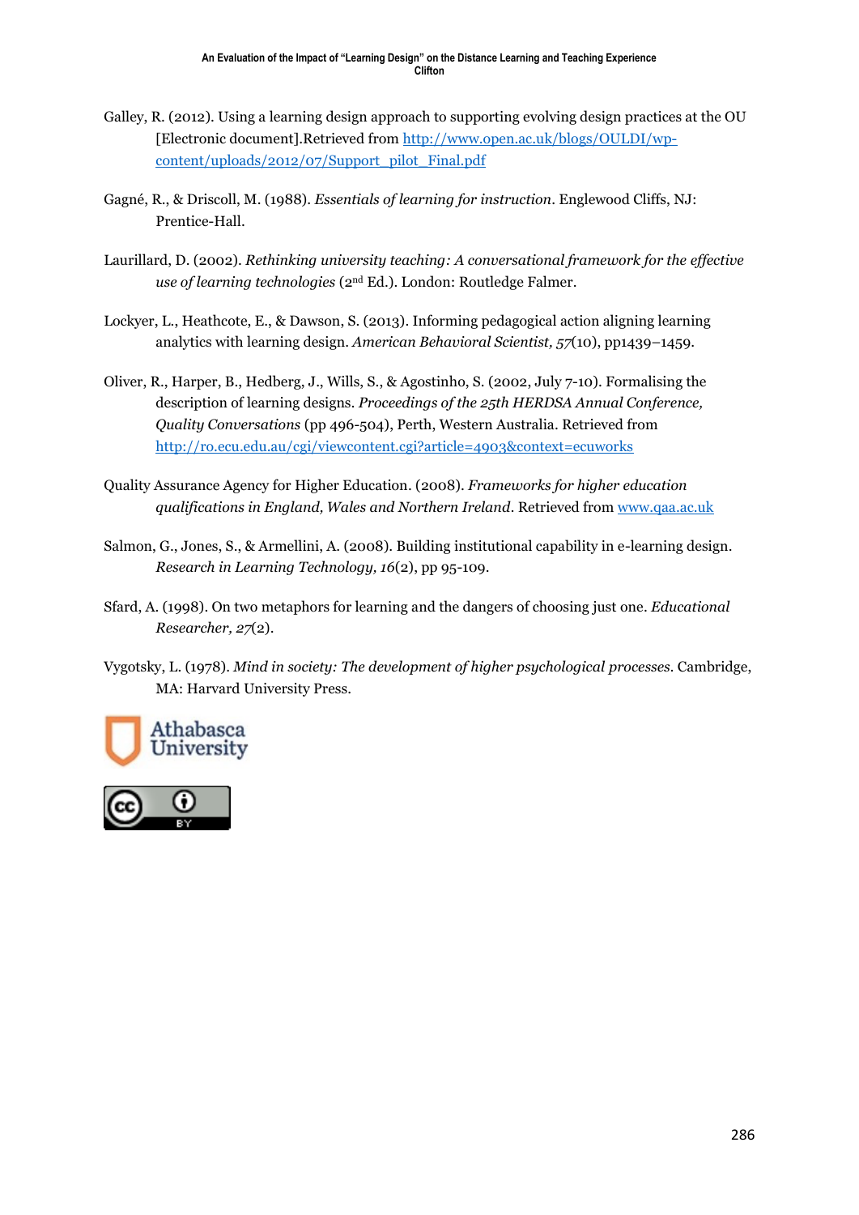Galley, R. (2012). Using a learning design approach to supporting evolving design practices at the OU [Electronic document].Retrieved from http://www.open.ac.uk/blogs/OULDI/wp-content/uploads/2012/07/Support_pilot_Final.pdf

Gagné, R., & Driscoll, M. (1988). *Essentials of learning for instruction*. Englewood Cliffs, NJ: Prentice-Hall.

Laurillard, D. (2002). *Rethinking university teaching: A conversational framework for the effective use of learning technologies* (2nd Ed.). London: Routledge Falmer.

Lockyer, L., Heathcote, E., & Dawson, S. (2013). Informing pedagogical action aligning learning analytics with learning design. *American Behavioral Scientist, 57*(10), pp1439–1459.

Oliver, R., Harper, B., Hedberg, J., Wills, S., & Agostinho, S. (2002, July 7-10). Formalising the description of learning designs. *Proceedings of the 25th HERDSA Annual Conference, Quality Conversations* (pp 496-504), Perth, Western Australia. Retrieved from http://ro.ecu.edu.au/cgi/viewcontent.cgi?article=4903&context=ecuworks

Quality Assurance Agency for Higher Education. (2008). *Frameworks for higher education qualifications in England, Wales and Northern Ireland*. Retrieved from www.qaa.ac.uk

Salmon, G., Jones, S., & Armellini, A. (2008). Building institutional capability in e-learning design. *Research in Learning Technology, 16*(2), pp 95-109.

Sfard, A. (1998). On two metaphors for learning and the dangers of choosing just one. *Educational Researcher, 27*(2).

Vygotsky, L. (1978). *Mind in society: The development of higher psychological processes*. Cambridge, MA: Harvard University Press.

Athabasca University